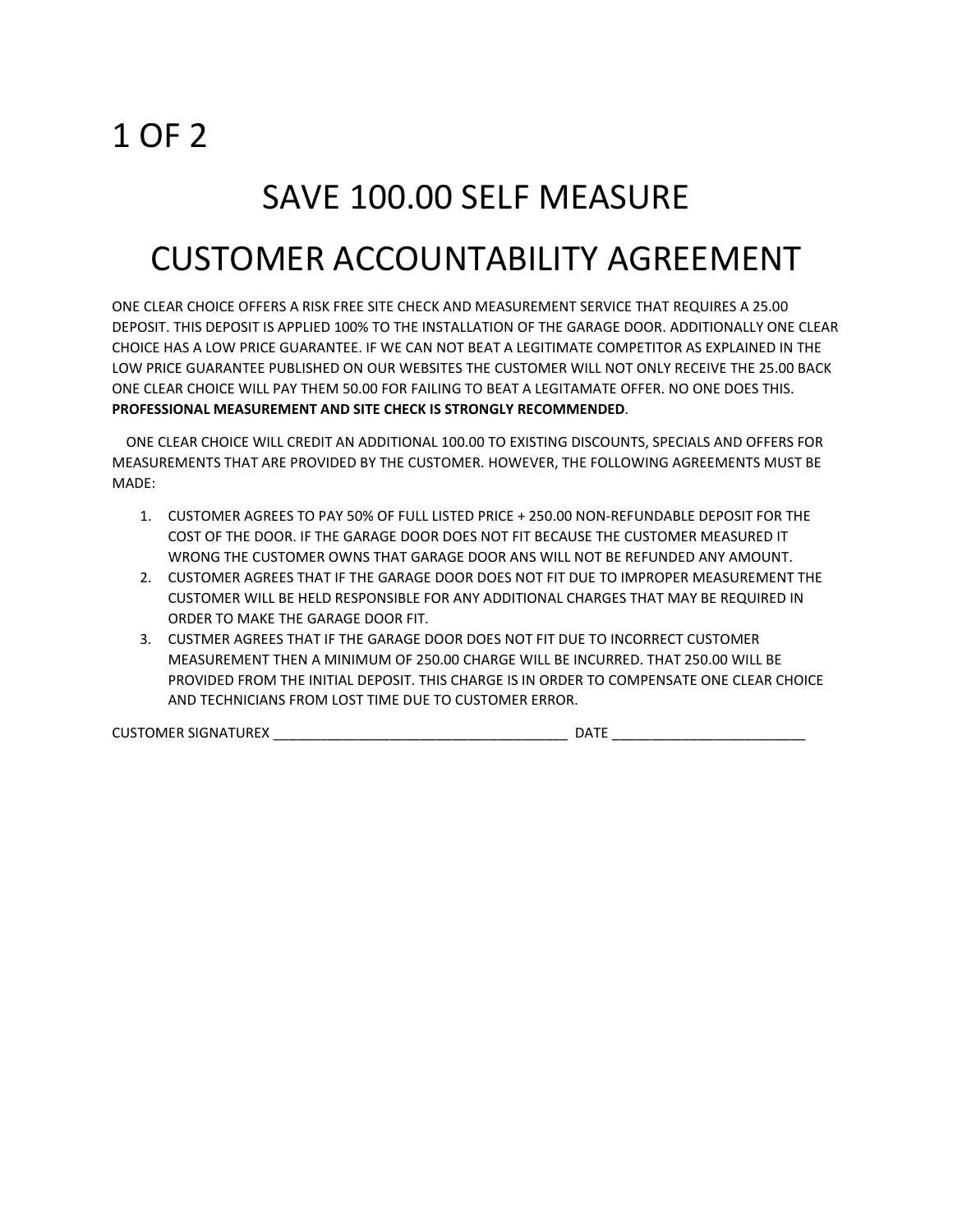# SAVE 100.00 SELF MEASURE

# CUSTOMER ACCOUNTABILITY AGREEMENT

ONE CLEAR CHOICE OFFERS A RISK FREE SITE CHECK AND MEASUREMENT SERVICE THAT REQUIRES A 25.00 DEPOSIT. THIS DEPOSIT IS APPLIED 100% TO THE INSTALLATION OF THE GARAGE DOOR. ADDITIONALLY ONE CLEAR CHOICE HAS A LOW PRICE GUARANTEE. IF WE CAN NOT BEAT A LEGITIMATE COMPETITOR AS EXPLAINED IN THE LOW PRICE GUARANTEE PUBLISHED ON OUR WEBSITES THE CUSTOMER WILL NOT ONLY RECEIVE THE 25.00 BACK ONE CLEAR CHOICE WILL PAY THEM 50.00 FOR FAILING TO BEAT A LEGITAMATE OFFER. NO ONE DOES THIS. **PROFESSIONAL MEASUREMENT AND SITE CHECK IS STRONGLY RECOMMENDED**.

ONE CLEAR CHOICE WILL CREDIT AN ADDITIONAL 100.00 TO EXISTING DISCOUNTS, SPECIALS AND OFFERS FOR MEASUREMENTS THAT ARE PROVIDED BY THE CUSTOMER. HOWEVER, THE FOLLOWING AGREEMENTS MUST BE MADE:

1. CUSTOMER AGREES TO PAY 50% OF FULL LISTED PRICE + 250.00 NON-REFUNDABLE DEPOSIT FOR THE COST OF THE DOOR. IF THE GARAGE DOOR DOES NOT FIT BECAUSE THE CUSTOMER MEASURED IT WRONG THE CUSTOMER OWNS THAT GARAGE DOOR ANS WILL NOT BE REFUNDED ANY AMOUNT.
2. CUSTOMER AGREES THAT IF THE GARAGE DOOR DOES NOT FIT DUE TO IMPROPER MEASUREMENT THE CUSTOMER WILL BE HELD RESPONSIBLE FOR ANY ADDITIONAL CHARGES THAT MAY BE REQUIRED IN ORDER TO MAKE THE GARAGE DOOR FIT.
3. CUSTMER AGREES THAT IF THE GARAGE DOOR DOES NOT FIT DUE TO INCORRECT CUSTOMER MEASUREMENT THEN A MINIMUM OF 250.00 CHARGE WILL BE INCURRED. THAT 250.00 WILL BE PROVIDED FROM THE INITIAL DEPOSIT. THIS CHARGE IS IN ORDER TO COMPENSATE ONE CLEAR CHOICE AND TECHNICIANS FROM LOST TIME DUE TO CUSTOMER ERROR.

CUSTOMER SIGNATUREX ______________________________________ DATE _________________________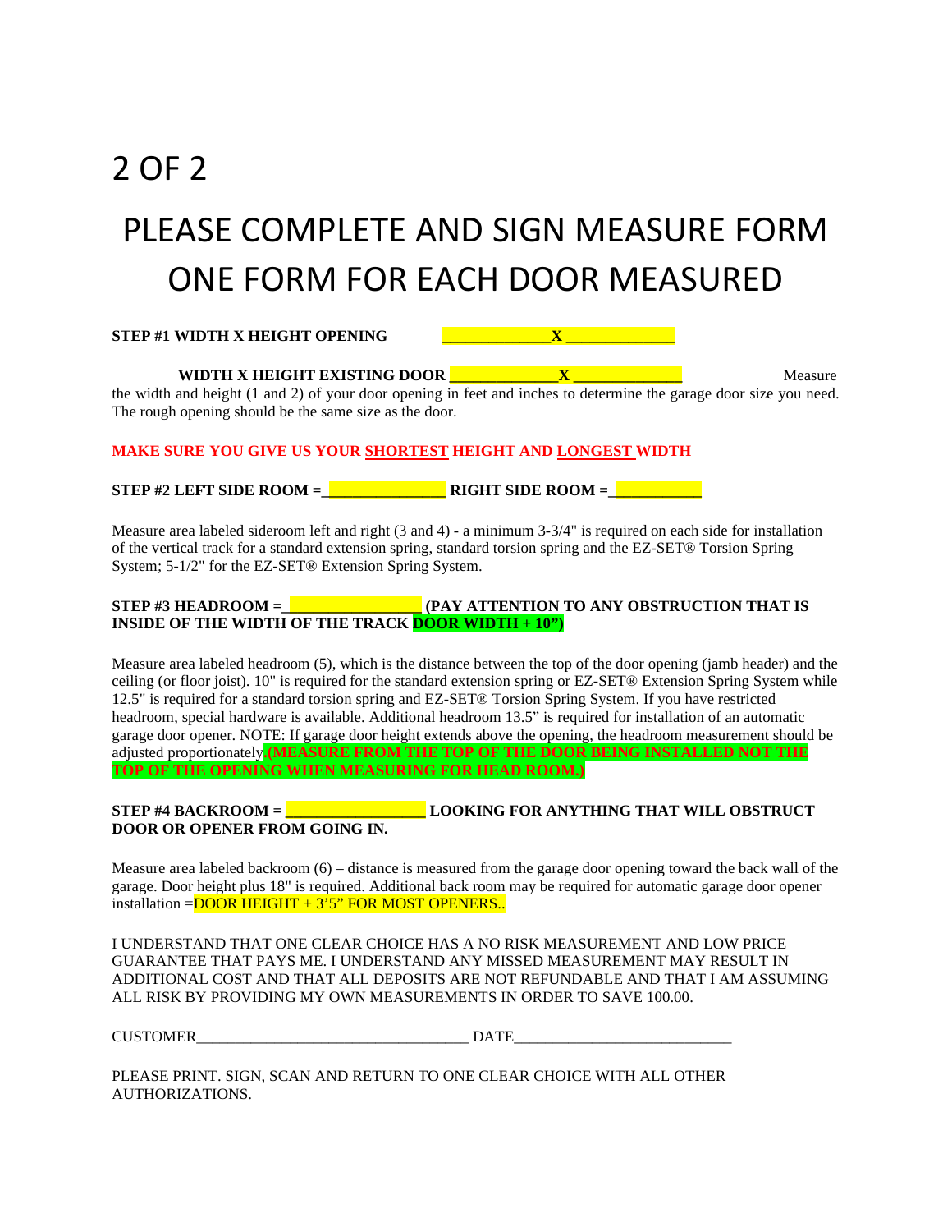# 2 OF 2

# PLEASE COMPLETE AND SIGN MEASURE FORM ONE FORM FOR EACH DOOR MEASURED

**STEP #1 WIDTH X HEIGHT OPENING** **_____________X _____________**

**WIDTH X HEIGHT EXISTING DOOR _____________X _____________** Measure the width and height (1 and 2) of your door opening in feet and inches to determine the garage door size you need. The rough opening should be the same size as the door.

**MAKE SURE YOU GIVE US YOUR SHORTEST HEIGHT AND LONGEST WIDTH**

**STEP #2 LEFT SIDE ROOM =_______________ RIGHT SIDE ROOM =___________**

Measure area labeled sideroom left and right (3 and 4) - a minimum 3-3/4" is required on each side for installation of the vertical track for a standard extension spring, standard torsion spring and the EZ-SET® Torsion Spring System; 5-1/2" for the EZ-SET® Extension Spring System.

**STEP #3 HEADROOM =_________________ (PAY ATTENTION TO ANY OBSTRUCTION THAT IS INSIDE OF THE WIDTH OF THE TRACK DOOR WIDTH + 10")**

Measure area labeled headroom (5), which is the distance between the top of the door opening (jamb header) and the ceiling (or floor joist). 10" is required for the standard extension spring or EZ-SET® Extension Spring System while 12.5" is required for a standard torsion spring and EZ-SET® Torsion Spring System. If you have restricted headroom, special hardware is available. Additional headroom 13.5" is required for installation of an automatic garage door opener. NOTE: If garage door height extends above the opening, the headroom measurement should be adjusted proportionately.**(MEASURE FROM THE TOP OF THE DOOR BEING INSTALLED NOT THE TOP OF THE OPENING WHEN MEASURING FOR HEAD ROOM.)**

**STEP #4 BACKROOM = _________________ LOOKING FOR ANYTHING THAT WILL OBSTRUCT DOOR OR OPENER FROM GOING IN.**

Measure area labeled backroom (6) – distance is measured from the garage door opening toward the back wall of the garage. Door height plus 18" is required. Additional back room may be required for automatic garage door opener installation =DOOR HEIGHT + 3'5" FOR MOST OPENERS..

I UNDERSTAND THAT ONE CLEAR CHOICE HAS A NO RISK MEASUREMENT AND LOW PRICE GUARANTEE THAT PAYS ME. I UNDERSTAND ANY MISSED MEASUREMENT MAY RESULT IN ADDITIONAL COST AND THAT ALL DEPOSITS ARE NOT REFUNDABLE AND THAT I AM ASSUMING ALL RISK BY PROVIDING MY OWN MEASUREMENTS IN ORDER TO SAVE 100.00.

CUSTOMER__________________________________ DATE___________________________

PLEASE PRINT. SIGN, SCAN AND RETURN TO ONE CLEAR CHOICE WITH ALL OTHER AUTHORIZATIONS.